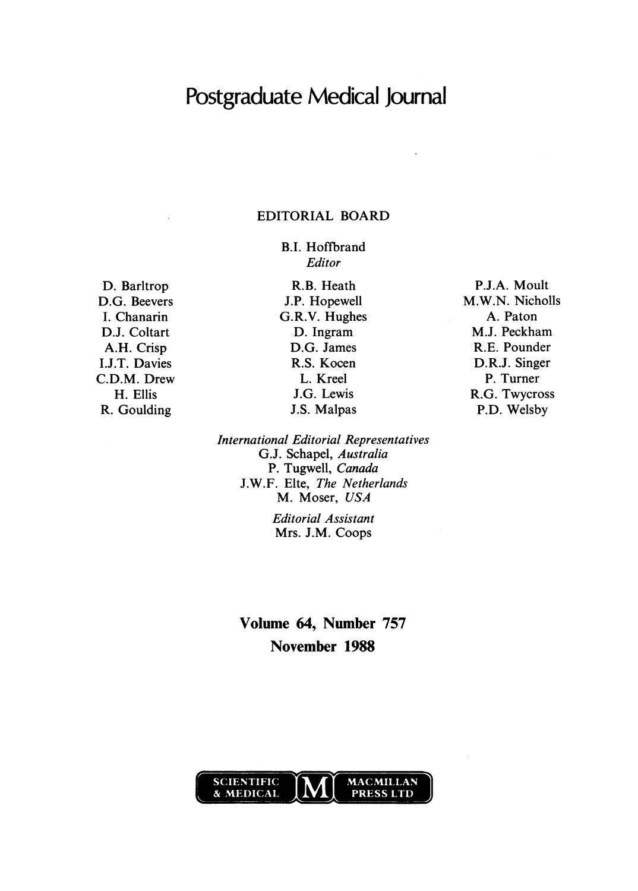# Postgraduate Medical Journal

## EDITORIAL BOARD

B.I. Hoffbrand
*Editor*

D. Barltrop
D.G. Beevers
I. Chanarin
D.J. Coltart
A.H. Crisp
I.J.T. Davies
C.D.M. Drew
H. Ellis
R. Goulding

R.B. Heath
J.P. Hopewell
G.R.V. Hughes
D. Ingram
D.G. James
R.S. Kocen
L. Kreel
J.G. Lewis
J.S. Malpas

P.J.A. Moult
M.W.N. Nicholls
A. Paton
M.J. Peckham
R.E. Pounder
D.R.J. Singer
P. Turner
R.G. Twycross
P.D. Welsby

*International Editorial Representatives*
G.J. Schapel, *Australia*
P. Tugwell, *Canada*
J.W.F. Elte, *The Netherlands*
M. Moser, *USA*

*Editorial Assistant*
Mrs. J.M. Coops

**Volume 64, Number 757**
**November 1988**

SCIENTIFIC & MEDICAL M MACMILLAN PRESS LTD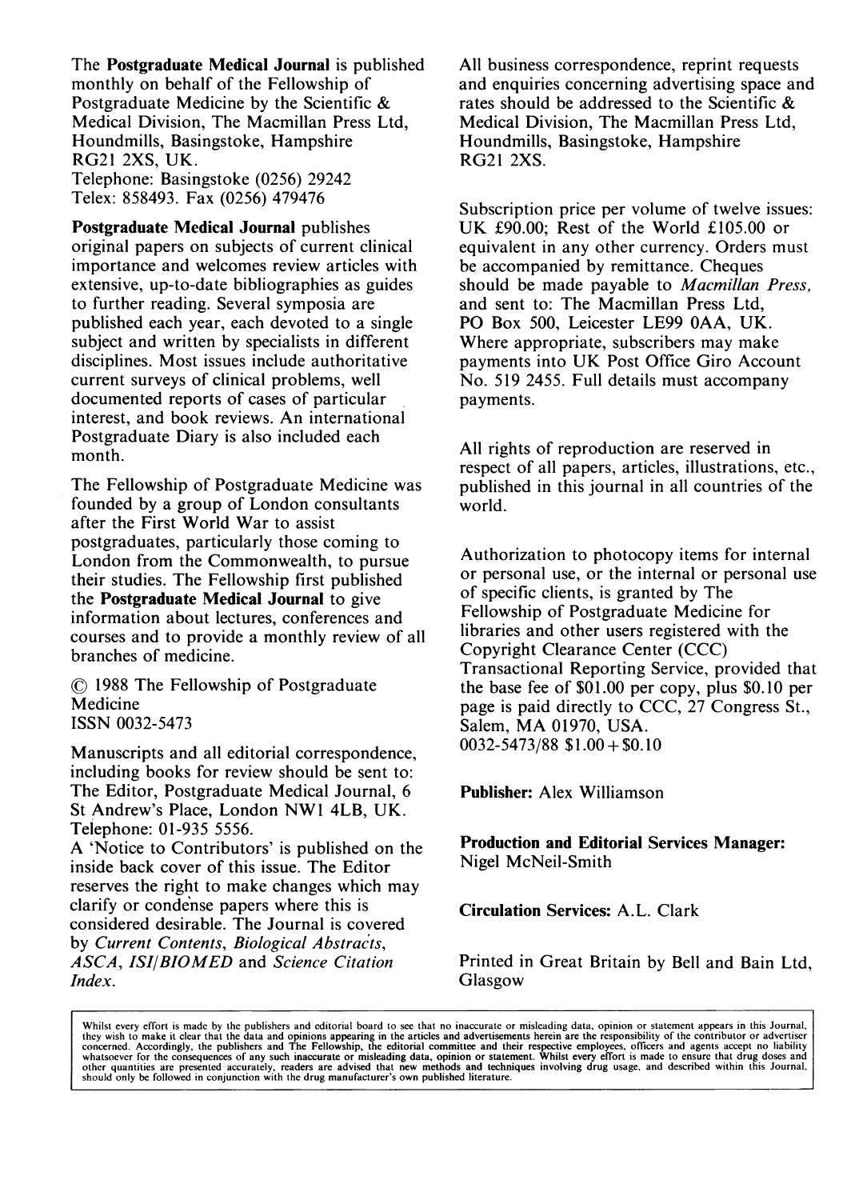The **Postgraduate Medical Journal** is published monthly on behalf of the Fellowship of Postgraduate Medicine by the Scientific & Medical Division, The Macmillan Press Ltd, Houndmills, Basingstoke, Hampshire RG21 2XS, UK.
Telephone: Basingstoke (0256) 29242
Telex: 858493. Fax (0256) 479476

**Postgraduate Medical Journal** publishes original papers on subjects of current clinical importance and welcomes review articles with extensive, up-to-date bibliographies as guides to further reading. Several symposia are published each year, each devoted to a single subject and written by specialists in different disciplines. Most issues include authoritative current surveys of clinical problems, well documented reports of cases of particular interest, and book reviews. An international Postgraduate Diary is also included each month.

The Fellowship of Postgraduate Medicine was founded by a group of London consultants after the First World War to assist postgraduates, particularly those coming to London from the Commonwealth, to pursue their studies. The Fellowship first published the **Postgraduate Medical Journal** to give information about lectures, conferences and courses and to provide a monthly review of all branches of medicine.

© 1988 The Fellowship of Postgraduate Medicine
ISSN 0032-5473

Manuscripts and all editorial correspondence, including books for review should be sent to: The Editor, Postgraduate Medical Journal, 6 St Andrew's Place, London NW1 4LB, UK. Telephone: 01-935 5556.
A 'Notice to Contributors' is published on the inside back cover of this issue. The Editor reserves the right to make changes which may clarify or condense papers where this is considered desirable. The Journal is covered by *Current Contents*, *Biological Abstracts*, *ASCA*, *ISI/BIOMED* and *Science Citation Index*.

All business correspondence, reprint requests and enquiries concerning advertising space and rates should be addressed to the Scientific & Medical Division, The Macmillan Press Ltd, Houndmills, Basingstoke, Hampshire RG21 2XS.

Subscription price per volume of twelve issues: UK £90.00; Rest of the World £105.00 or equivalent in any other currency. Orders must be accompanied by remittance. Cheques should be made payable to *Macmillan Press*, and sent to: The Macmillan Press Ltd, PO Box 500, Leicester LE99 0AA, UK. Where appropriate, subscribers may make payments into UK Post Office Giro Account No. 519 2455. Full details must accompany payments.

All rights of reproduction are reserved in respect of all papers, articles, illustrations, etc., published in this journal in all countries of the world.

Authorization to photocopy items for internal or personal use, or the internal or personal use of specific clients, is granted by The Fellowship of Postgraduate Medicine for libraries and other users registered with the Copyright Clearance Center (CCC) Transactional Reporting Service, provided that the base fee of \$01.00 per copy, plus \$0.10 per page is paid directly to CCC, 27 Congress St., Salem, MA 01970, USA.
0032-5473/88 \$1.00 + \$0.10

**Publisher:** Alex Williamson

**Production and Editorial Services Manager:** Nigel McNeil-Smith

**Circulation Services:** A.L. Clark

Printed in Great Britain by Bell and Bain Ltd, Glasgow

Whilst every effort is made by the publishers and editorial board to see that no inaccurate or misleading data, opinion or statement appears in this Journal, they wish to make it clear that the data and opinions appearing in the articles and advertisements herein are the responsibility of the contributor or advertiser concerned. Accordingly, the publishers and The Fellowship, the editorial committee and their respective employees, officers and agents accept no liability whatsoever for the consequences of any such inaccurate or misleading data, opinion or statement. Whilst every effort is made to ensure that drug doses and other quantities are presented accurately, readers are advised that new methods and techniques involving drug usage, and described within this Journal, should only be followed in conjunction with the drug manufacturer's own published literature.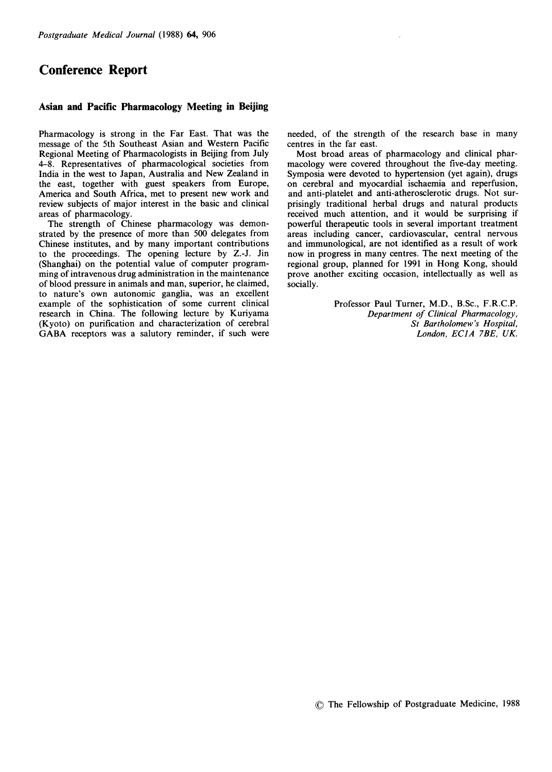# Conference Report

## Asian and Pacific Pharmacology Meeting in Beijing

Pharmacology is strong in the Far East. That was the message of the 5th Southeast Asian and Western Pacific Regional Meeting of Pharmacologists in Beijing from July 4–8. Representatives of pharmacological societies from India in the west to Japan, Australia and New Zealand in the east, together with guest speakers from Europe, America and South Africa, met to present new work and review subjects of major interest in the basic and clinical areas of pharmacology.

The strength of Chinese pharmacology was demonstrated by the presence of more than 500 delegates from Chinese institutes, and by many important contributions to the proceedings. The opening lecture by Z.-J. Jin (Shanghai) on the potential value of computer programming of intravenous drug administration in the maintenance of blood pressure in animals and man, superior, he claimed, to nature's own autonomic ganglia, was an excellent example of the sophistication of some current clinical research in China. The following lecture by Kuriyama (Kyoto) on purification and characterization of cerebral GABA receptors was a salutory reminder, if such were needed, of the strength of the research base in many centres in the far east.

Most broad areas of pharmacology and clinical pharmacology were covered throughout the five-day meeting. Symposia were devoted to hypertension (yet again), drugs on cerebral and myocardial ischaemia and reperfusion, and anti-platelet and anti-atherosclerotic drugs. Not surprisingly traditional herbal drugs and natural products received much attention, and it would be surprising if powerful therapeutic tools in several important treatment areas including cancer, cardiovascular, central nervous and immunological, are not identified as a result of work now in progress in many centres. The next meeting of the regional group, planned for 1991 in Hong Kong, should prove another exciting occasion, intellectually as well as socially.

Professor Paul Turner, M.D., B.Sc., F.R.C.P.
*Department of Clinical Pharmacology,*
*St Bartholomew's Hospital,*
*London, EC1A 7BE, UK.*

© The Fellowship of Postgraduate Medicine, 1988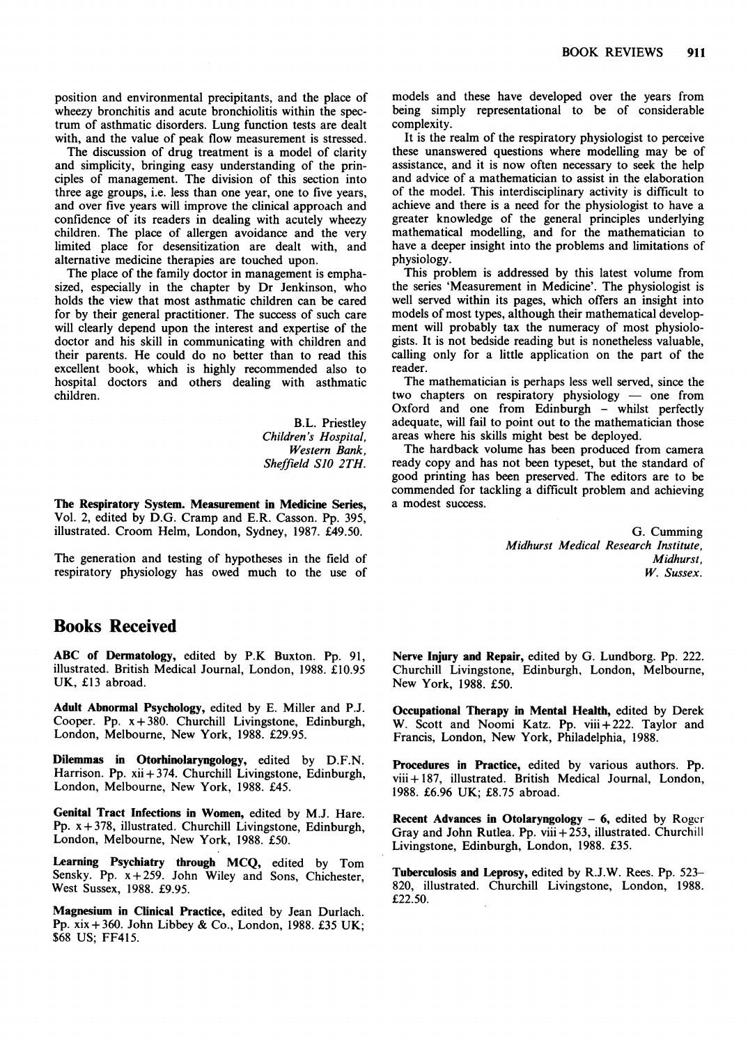position and environmental precipitants, and the place of wheezy bronchitis and acute bronchiolitis within the spectrum of asthmatic disorders. Lung function tests are dealt with, and the value of peak flow measurement is stressed.

The discussion of drug treatment is a model of clarity and simplicity, bringing easy understanding of the principles of management. The division of this section into three age groups, i.e. less than one year, one to five years, and over five years will improve the clinical approach and confidence of its readers in dealing with acutely wheezy children. The place of allergen avoidance and the very limited place for desensitization are dealt with, and alternative medicine therapies are touched upon.

The place of the family doctor in management is emphasized, especially in the chapter by Dr Jenkinson, who holds the view that most asthmatic children can be cared for by their general practitioner. The success of such care will clearly depend upon the interest and expertise of the doctor and his skill in communicating with children and their parents. He could do no better than to read this excellent book, which is highly recommended also to hospital doctors and others dealing with asthmatic children.

B.L. Priestley
*Children's Hospital,*
*Western Bank,*
*Sheffield S10 2TH.*

**The Respiratory System. Measurement in Medicine Series,** Vol. 2, edited by D.G. Cramp and E.R. Casson. Pp. 395, illustrated. Croom Helm, London, Sydney, 1987. £49.50.

The generation and testing of hypotheses in the field of respiratory physiology has owed much to the use of models and these have developed over the years from being simply representational to be of considerable complexity.

It is the realm of the respiratory physiologist to perceive these unanswered questions where modelling may be of assistance, and it is now often necessary to seek the help and advice of a mathematician to assist in the elaboration of the model. This interdisciplinary activity is difficult to achieve and there is a need for the physiologist to have a greater knowledge of the general principles underlying mathematical modelling, and for the mathematician to have a deeper insight into the problems and limitations of physiology.

This problem is addressed by this latest volume from the series 'Measurement in Medicine'. The physiologist is well served within its pages, which offers an insight into models of most types, although their mathematical development will probably tax the numeracy of most physiologists. It is not bedside reading but is nonetheless valuable, calling only for a little application on the part of the reader.

The mathematician is perhaps less well served, since the two chapters on respiratory physiology — one from Oxford and one from Edinburgh – whilst perfectly adequate, will fail to point out to the mathematician those areas where his skills might best be deployed.

The hardback volume has been produced from camera ready copy and has not been typeset, but the standard of good printing has been preserved. The editors are to be commended for tackling a difficult problem and achieving a modest success.

G. Cumming
*Midhurst Medical Research Institute,*
*Midhurst,*
*W. Sussex.*

## Books Received

**ABC of Dermatology,** edited by P.K Buxton. Pp. 91, illustrated. British Medical Journal, London, 1988. £10.95 UK, £13 abroad.

**Adult Abnormal Psychology,** edited by E. Miller and P.J. Cooper. Pp. x+380. Churchill Livingstone, Edinburgh, London, Melbourne, New York, 1988. £29.95.

**Dilemmas in Otorhinolaryngology,** edited by D.F.N. Harrison. Pp. xii+374. Churchill Livingstone, Edinburgh, London, Melbourne, New York, 1988. £45.

**Genital Tract Infections in Women,** edited by M.J. Hare. Pp. x+378, illustrated. Churchill Livingstone, Edinburgh, London, Melbourne, New York, 1988. £50.

**Learning Psychiatry through MCQ,** edited by Tom Sensky. Pp. x+259. John Wiley and Sons, Chichester, West Sussex, 1988. £9.95.

**Magnesium in Clinical Practice,** edited by Jean Durlach. Pp. xix+360. John Libbey & Co., London, 1988. £35 UK; $68 US; FF415.

**Nerve Injury and Repair,** edited by G. Lundborg. Pp. 222. Churchill Livingstone, Edinburgh, London, Melbourne, New York, 1988. £50.

**Occupational Therapy in Mental Health,** edited by Derek W. Scott and Noomi Katz. Pp. viii+222. Taylor and Francis, London, New York, Philadelphia, 1988.

**Procedures in Practice,** edited by various authors. Pp. viii+187, illustrated. British Medical Journal, London, 1988. £6.96 UK; £8.75 abroad.

**Recent Advances in Otolaryngology – 6,** edited by Roger Gray and John Rutlea. Pp. viii+253, illustrated. Churchill Livingstone, Edinburgh, London, 1988. £35.

**Tuberculosis and Leprosy,** edited by R.J.W. Rees. Pp. 523–820, illustrated. Churchill Livingstone, London, 1988. £22.50.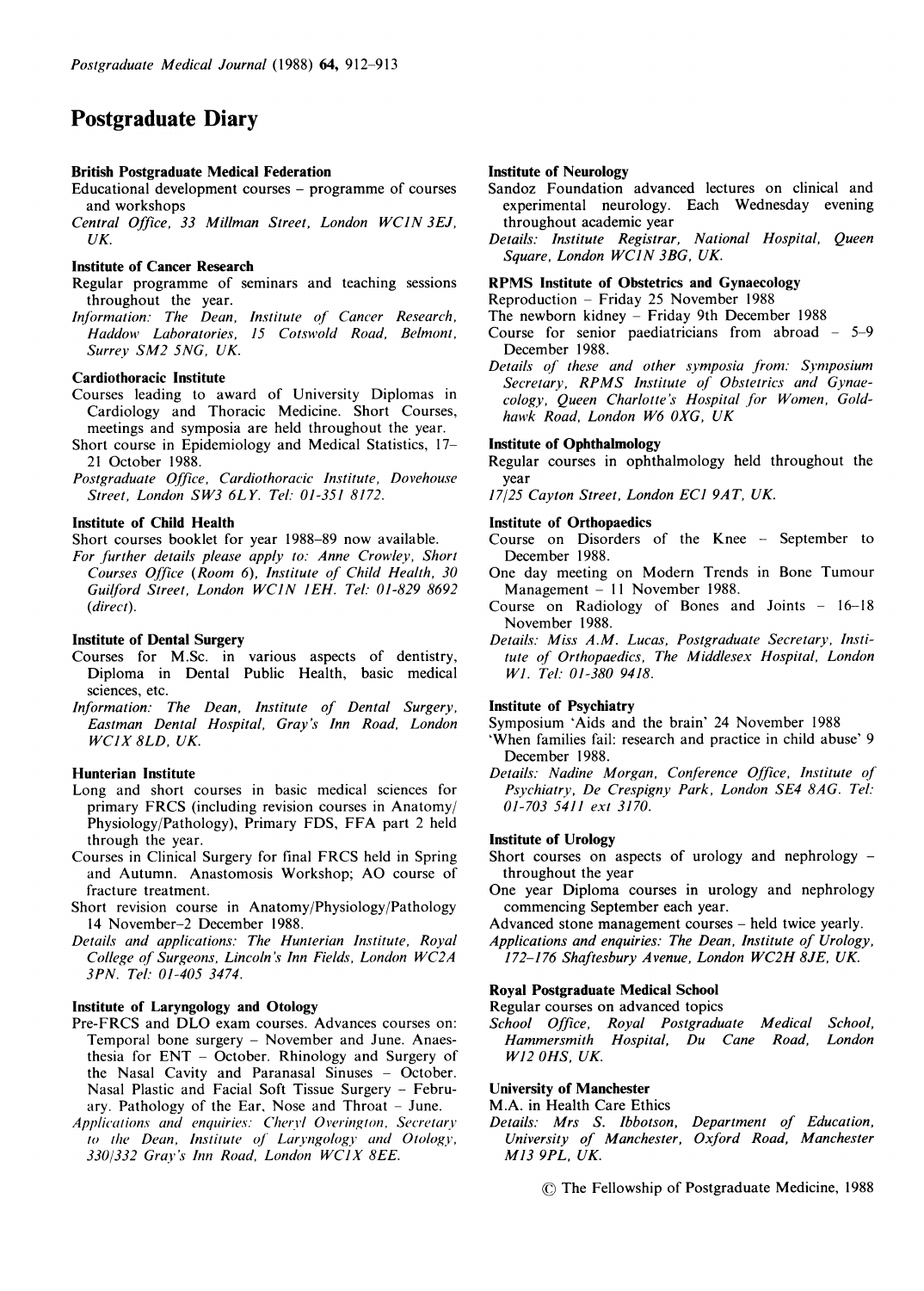# Postgraduate Diary

**British Postgraduate Medical Federation**

Educational development courses – programme of courses and workshops

*Central Office, 33 Millman Street, London WC1N 3EJ, UK.*

**Institute of Cancer Research**

Regular programme of seminars and teaching sessions throughout the year.

*Information: The Dean, Institute of Cancer Research, Haddow Laboratories, 15 Cotswold Road, Belmont, Surrey SM2 5NG, UK.*

**Cardiothoracic Institute**

Courses leading to award of University Diplomas in Cardiology and Thoracic Medicine. Short Courses, meetings and symposia are held throughout the year.

Short course in Epidemiology and Medical Statistics, 17–21 October 1988.

*Postgraduate Office, Cardiothoracic Institute, Dovehouse Street, London SW3 6LY. Tel: 01-351 8172.*

**Institute of Child Health**

Short courses booklet for year 1988–89 now available.

*For further details please apply to: Anne Crowley, Short Courses Office (Room 6), Institute of Child Health, 30 Guilford Street, London WC1N 1EH. Tel: 01-829 8692 (direct).*

**Institute of Dental Surgery**

Courses for M.Sc. in various aspects of dentistry, Diploma in Dental Public Health, basic medical sciences, etc.

*Information: The Dean, Institute of Dental Surgery, Eastman Dental Hospital, Gray's Inn Road, London WC1X 8LD, UK.*

**Hunterian Institute**

Long and short courses in basic medical sciences for primary FRCS (including revision courses in Anatomy/Physiology/Pathology), Primary FDS, FFA part 2 held through the year.

Courses in Clinical Surgery for final FRCS held in Spring and Autumn. Anastomosis Workshop; AO course of fracture treatment.

Short revision course in Anatomy/Physiology/Pathology 14 November–2 December 1988.

*Details and applications: The Hunterian Institute, Royal College of Surgeons, Lincoln's Inn Fields, London WC2A 3PN. Tel: 01-405 3474.*

**Institute of Laryngology and Otology**

Pre-FRCS and DLO exam courses. Advances courses on: Temporal bone surgery – November and June. Anaesthesia for ENT – October. Rhinology and Surgery of the Nasal Cavity and Paranasal Sinuses – October. Nasal Plastic and Facial Soft Tissue Surgery – February. Pathology of the Ear, Nose and Throat – June.

*Applications and enquiries: Cheryl Overington, Secretary to the Dean, Institute of Laryngology and Otology, 330/332 Gray's Inn Road, London WC1X 8EE.*

**Institute of Neurology**

Sandoz Foundation advanced lectures on clinical and experimental neurology. Each Wednesday evening throughout academic year

*Details: Institute Registrar, National Hospital, Queen Square, London WC1N 3BG, UK.*

**RPMS Institute of Obstetrics and Gynaecology**

Reproduction – Friday 25 November 1988

The newborn kidney – Friday 9th December 1988

Course for senior paediatricians from abroad – 5–9 December 1988.

*Details of these and other symposia from: Symposium Secretary, RPMS Institute of Obstetrics and Gynaecology, Queen Charlotte's Hospital for Women, Goldhawk Road, London W6 0XG, UK*

**Institute of Ophthalmology**

Regular courses in ophthalmology held throughout the year

*17/25 Cayton Street, London EC1 9AT, UK.*

**Institute of Orthopaedics**

Course on Disorders of the Knee – September to December 1988.

One day meeting on Modern Trends in Bone Tumour Management – 11 November 1988.

Course on Radiology of Bones and Joints – 16–18 November 1988.

*Details: Miss A.M. Lucas, Postgraduate Secretary, Institute of Orthopaedics, The Middlesex Hospital, London W1. Tel: 01-380 9418.*

**Institute of Psychiatry**

Symposium 'Aids and the brain' 24 November 1988

'When families fail: research and practice in child abuse' 9 December 1988.

*Details: Nadine Morgan, Conference Office, Institute of Psychiatry, De Crespigny Park, London SE4 8AG. Tel: 01-703 5411 ext 3170.*

**Institute of Urology**

Short courses on aspects of urology and nephrology – throughout the year

One year Diploma courses in urology and nephrology commencing September each year.

Advanced stone management courses – held twice yearly.

*Applications and enquiries: The Dean, Institute of Urology, 172–176 Shaftesbury Avenue, London WC2H 8JE, UK.*

**Royal Postgraduate Medical School**

Regular courses on advanced topics

*School Office, Royal Postgraduate Medical School, Hammersmith Hospital, Du Cane Road, London W12 0HS, UK.*

**University of Manchester**

M.A. in Health Care Ethics

*Details: Mrs S. Ibbotson, Department of Education, University of Manchester, Oxford Road, Manchester M13 9PL, UK.*

© The Fellowship of Postgraduate Medicine, 1988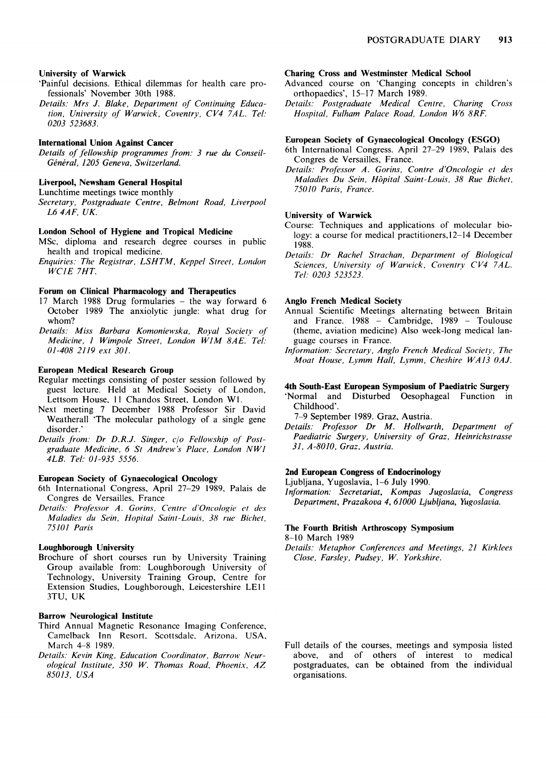**University of Warwick**

'Painful decisions. Ethical dilemmas for health care professionals' November 30th 1988.

*Details: Mrs J. Blake, Department of Continuing Education, University of Warwick, Coventry, CV4 7AL. Tel: 0203 523683.*

**International Union Against Cancer**

*Details of fellowship programmes from: 3 rue du Conseil-Général, 1205 Geneva, Switzerland.*

**Liverpool, Newsham General Hospital**

Lunchtime meetings twice monthly

*Secretary, Postgraduate Centre, Belmont Road, Liverpool L6 4AF, UK.*

**London School of Hygiene and Tropical Medicine**

MSc, diploma and research degree courses in public health and tropical medicine.

*Enquiries: The Registrar, LSHTM, Keppel Street, London WC1E 7HT.*

**Forum on Clinical Pharmacology and Therapeutics**

17 March 1988 Drug formularies – the way forward 6 October 1989 The anxiolytic jungle: what drug for whom?

*Details: Miss Barbara Komoniewska, Royal Society of Medicine, 1 Wimpole Street, London W1M 8AE. Tel: 01-408 2119 ext 301.*

**European Medical Research Group**

Regular meetings consisting of poster session followed by guest lecture. Held at Medical Society of London, Lettsom House, 11 Chandos Street, London W1.

Next meeting 7 December 1988 Professor Sir David Weatherall 'The molecular pathology of a single gene disorder.'

*Details from: Dr D.R.J. Singer, c/o Fellowship of Postgraduate Medicine, 6 St Andrew's Place, London NW1 4LB. Tel: 01-935 5556.*

**European Society of Gynaecological Oncology**

6th International Congress, April 27–29 1989, Palais de Congres de Versailles, France

*Details: Professor A. Gorins, Centre d'Oncologie et des Maladies du Sein, Hopital Saint-Louis, 38 rue Bichet, 75101 Paris*

**Loughborough University**

Brochure of short courses run by University Training Group available from: Loughborough University of Technology, University Training Group, Centre for Extension Studies, Loughborough, Leicestershire LE11 3TU, UK

**Barrow Neurological Institute**

Third Annual Magnetic Resonance Imaging Conference, Camelback Inn Resort, Scottsdale, Arizona, USA, March 4–8 1989.

*Details: Kevin King, Education Coordinator, Barrow Neurological Institute, 350 W. Thomas Road, Phoenix, AZ 85013, USA*

**Charing Cross and Westminster Medical School**

Advanced course on 'Changing concepts in children's orthopaedics', 15–17 March 1989.

*Details: Postgraduate Medical Centre, Charing Cross Hospital, Fulham Palace Road, London W6 8RF.*

**European Society of Gynaecological Oncology (ESGO)**

6th International Congress. April 27–29 1989, Palais des Congres de Versailles, France.

*Details: Professor A. Gorins, Contre d'Oncologie et des Maladies Du Sein, Hôpital Saint-Louis, 38 Rue Bichet, 75010 Paris, France.*

**University of Warwick**

Course: Techniques and applications of molecular biology: a course for medical practitioners,12–14 December 1988.

*Details: Dr Rachel Strachan, Department of Biological Sciences, University of Warwick, Coventry CV4 7AL. Tel: 0203 523523.*

**Anglo French Medical Society**

Annual Scientific Meetings alternating between Britain and France. 1988 – Cambridge, 1989 – Toulouse (theme, aviation medicine) Also week-long medical language courses in France.

*Information: Secretary, Anglo French Medical Society, The Moat House, Lymm Hall, Lymm, Cheshire WA13 0AJ.*

**4th South-East European Symposium of Paediatric Surgery**

'Normal and Disturbed Oesophageal Function in Childhood'.

7–9 September 1989. Graz, Austria.

*Details: Professor Dr M. Hollwarth, Department of Paediatric Surgery, University of Graz, Heinrichstrasse 31, A-8010, Graz, Austria.*

**2nd European Congress of Endocrinology**

Ljubljana, Yugoslavia, 1–6 July 1990.

*Information: Secretariat, Kompas Jugoslavia, Congress Department, Prazakova 4, 61000 Ljubljana, Yugoslavia.*

**The Fourth British Arthroscopy Symposium**

8–10 March 1989

*Details: Metaphor Conferences and Meetings, 21 Kirklees Close, Farsley, Pudsey, W. Yorkshire.*

Full details of the courses, meetings and symposia listed above, and of others of interest to medical postgraduates, can be obtained from the individual organisations.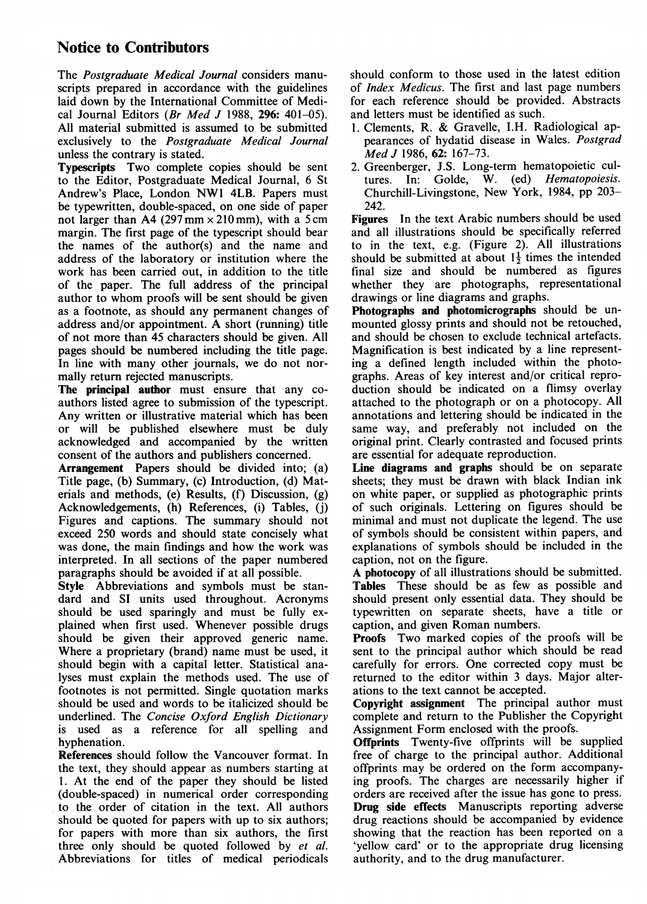# Notice to Contributors

The *Postgraduate Medical Journal* considers manuscripts prepared in accordance with the guidelines laid down by the International Committee of Medical Journal Editors (*Br Med J* 1988, **296:** 401–05). All material submitted is assumed to be submitted exclusively to the *Postgraduate Medical Journal* unless the contrary is stated.

**Typescripts** Two complete copies should be sent to the Editor, Postgraduate Medical Journal, 6 St Andrew's Place, London NW1 4LB. Papers must be typewritten, double-spaced, on one side of paper not larger than A4 (297 mm × 210 mm), with a 5 cm margin. The first page of the typescript should bear the names of the author(s) and the name and address of the laboratory or institution where the work has been carried out, in addition to the title of the paper. The full address of the principal author to whom proofs will be sent should be given as a footnote, as should any permanent changes of address and/or appointment. A short (running) title of not more than 45 characters should be given. All pages should be numbered including the title page. In line with many other journals, we do not normally return rejected manuscripts.

**The principal author** must ensure that any co-authors listed agree to submission of the typescript. Any written or illustrative material which has been or will be published elsewhere must be duly acknowledged and accompanied by the written consent of the authors and publishers concerned.

**Arrangement** Papers should be divided into; (a) Title page, (b) Summary, (c) Introduction, (d) Materials and methods, (e) Results, (f) Discussion, (g) Acknowledgements, (h) References, (i) Tables, (j) Figures and captions. The summary should not exceed 250 words and should state concisely what was done, the main findings and how the work was interpreted. In all sections of the paper numbered paragraphs should be avoided if at all possible.

**Style** Abbreviations and symbols must be standard and SI units used throughout. Acronyms should be used sparingly and must be fully explained when first used. Whenever possible drugs should be given their approved generic name. Where a proprietary (brand) name must be used, it should begin with a capital letter. Statistical analyses must explain the methods used. The use of footnotes is not permitted. Single quotation marks should be used and words to be italicized should be underlined. The *Concise Oxford English Dictionary* is used as a reference for all spelling and hyphenation.

**References** should follow the Vancouver format. In the text, they should appear as numbers starting at 1. At the end of the paper they should be listed (double-spaced) in numerical order corresponding to the order of citation in the text. All authors should be quoted for papers with up to six authors; for papers with more than six authors, the first three only should be quoted followed by *et al.* Abbreviations for titles of medical periodicals should conform to those used in the latest edition of *Index Medicus*. The first and last page numbers for each reference should be provided. Abstracts and letters must be identified as such.

1. Clements, R. & Gravelle, I.H. Radiological appearances of hydatid disease in Wales. *Postgrad Med J* 1986, **62:** 167–73.
2. Greenberger, J.S. Long-term hematopoietic cultures. In: Golde, W. (ed) *Hematopoiesis.* Churchill-Livingstone, New York, 1984, pp 203–242.

**Figures** In the text Arabic numbers should be used and all illustrations should be specifically referred to in the text, e.g. (Figure 2). All illustrations should be submitted at about $1\frac{1}{2}$ times the intended final size and should be numbered as figures whether they are photographs, representational drawings or line diagrams and graphs.

**Photographs and photomicrographs** should be unmounted glossy prints and should not be retouched, and should be chosen to exclude technical artefacts. Magnification is best indicated by a line representing a defined length included within the photographs. Areas of key interest and/or critical reproduction should be indicated on a flimsy overlay attached to the photograph or on a photocopy. All annotations and lettering should be indicated in the same way, and preferably not included on the original print. Clearly contrasted and focused prints are essential for adequate reproduction.

**Line diagrams and graphs** should be on separate sheets; they must be drawn with black Indian ink on white paper, or supplied as photographic prints of such originals. Lettering on figures should be minimal and must not duplicate the legend. The use of symbols should be consistent within papers, and explanations of symbols should be included in the caption, not on the figure.

**A photocopy** of all illustrations should be submitted.

**Tables** These should be as few as possible and should present only essential data. They should be typewritten on separate sheets, have a title or caption, and given Roman numbers.

**Proofs** Two marked copies of the proofs will be sent to the principal author which should be read carefully for errors. One corrected copy must be returned to the editor within 3 days. Major alterations to the text cannot be accepted.

**Copyright assignment** The principal author must complete and return to the Publisher the Copyright Assignment Form enclosed with the proofs.

**Offprints** Twenty-five offprints will be supplied free of charge to the principal author. Additional offprints may be ordered on the form accompanying proofs. The charges are necessarily higher if orders are received after the issue has gone to press.

**Drug side effects** Manuscripts reporting adverse drug reactions should be accompanied by evidence showing that the reaction has been reported on a 'yellow card' or to the appropriate drug licensing authority, and to the drug manufacturer.